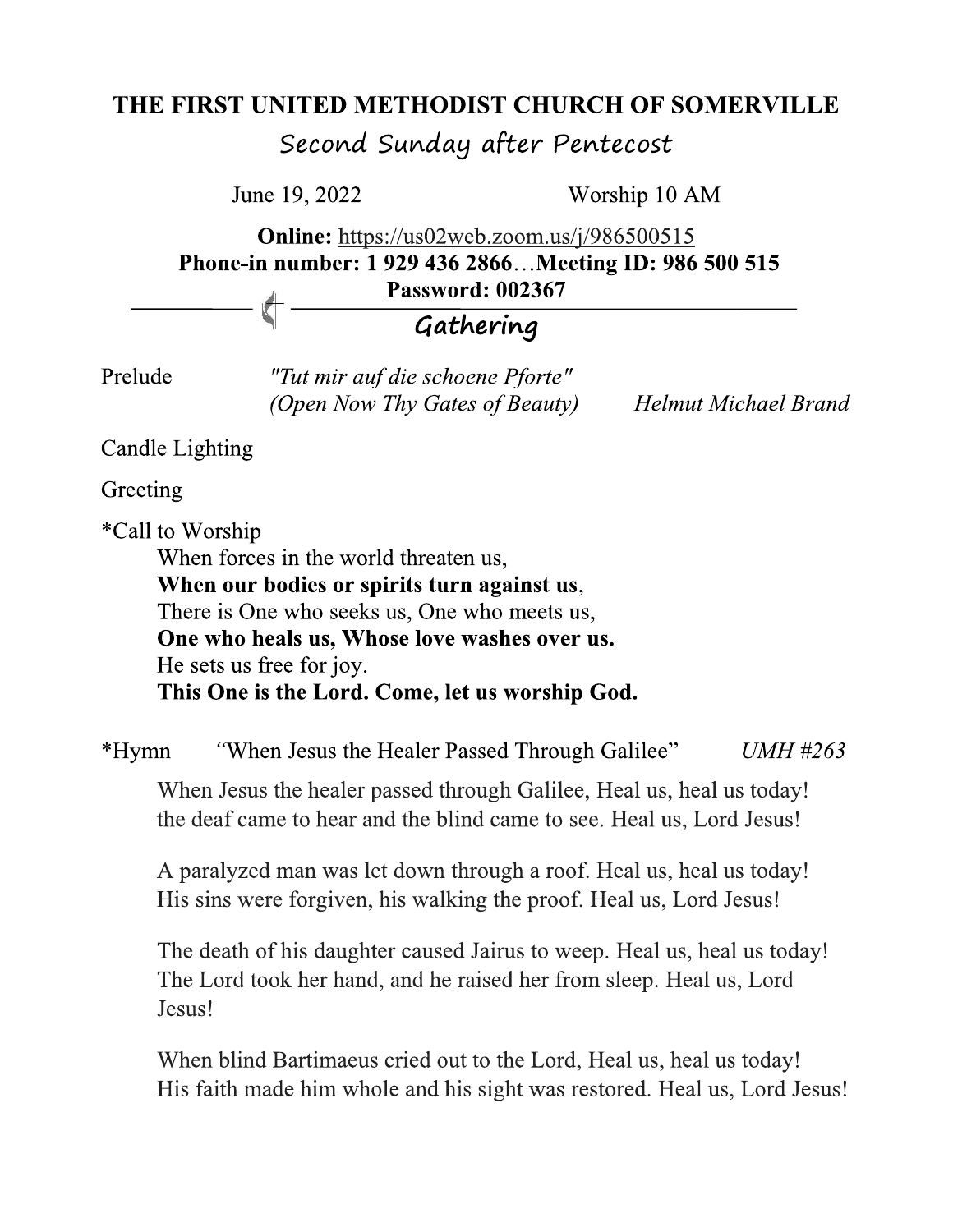# THE FIRST UNITED METHODIST CHURCH OF SOMERVILLE

## Second Sunday after Pentecost

June 19, 2022 Worship 10 AM

**Online:** https://us02web.zoom.us/j/986500515
**Phone-in number: 1 929 436 2866…Meeting ID: 986 500 515**
**Password: 002367**

## Gathering

Prelude *"Tut mir auf die schoene Pforte"*
*(Open Now Thy Gates of Beauty)* *Helmut Michael Brand*

Candle Lighting

Greeting

*Call to Worship

When forces in the world threaten us,
**When our bodies or spirits turn against us**,
There is One who seeks us, One who meets us,
**One who heals us, Whose love washes over us.**
He sets us free for joy.
**This One is the Lord. Come, let us worship God.**

*Hymn "When Jesus the Healer Passed Through Galilee" *UMH #263*

When Jesus the healer passed through Galilee, Heal us, heal us today!
the deaf came to hear and the blind came to see. Heal us, Lord Jesus!

A paralyzed man was let down through a roof. Heal us, heal us today!
His sins were forgiven, his walking the proof. Heal us, Lord Jesus!

The death of his daughter caused Jairus to weep. Heal us, heal us today!
The Lord took her hand, and he raised her from sleep. Heal us, Lord Jesus!

When blind Bartimaeus cried out to the Lord, Heal us, heal us today!
His faith made him whole and his sight was restored. Heal us, Lord Jesus!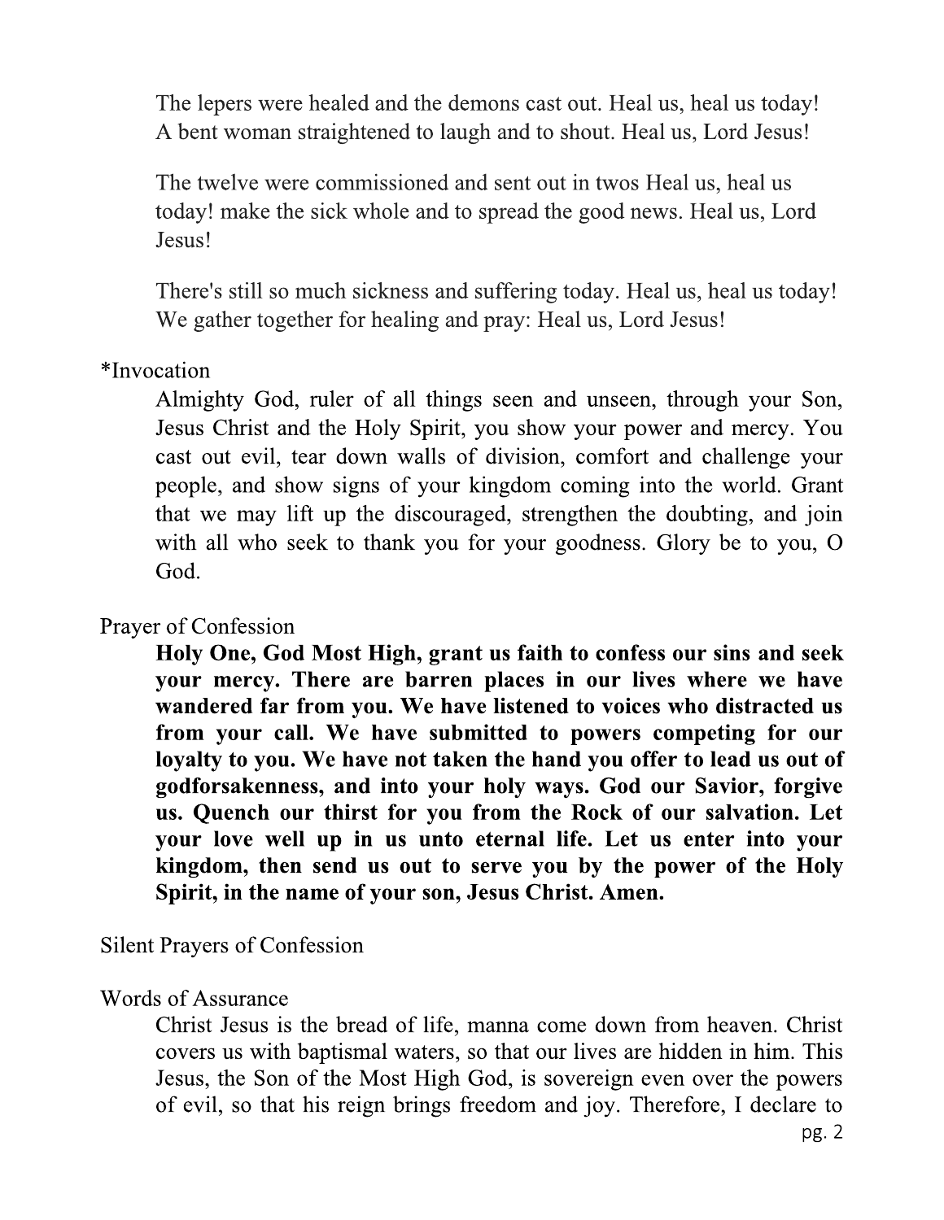The lepers were healed and the demons cast out. Heal us, heal us today!
A bent woman straightened to laugh and to shout. Heal us, Lord Jesus!

The twelve were commissioned and sent out in twos Heal us, heal us today! make the sick whole and to spread the good news. Heal us, Lord Jesus!

There's still so much sickness and suffering today. Heal us, heal us today!
We gather together for healing and pray: Heal us, Lord Jesus!

*Invocation

Almighty God, ruler of all things seen and unseen, through your Son, Jesus Christ and the Holy Spirit, you show your power and mercy. You cast out evil, tear down walls of division, comfort and challenge your people, and show signs of your kingdom coming into the world. Grant that we may lift up the discouraged, strengthen the doubting, and join with all who seek to thank you for your goodness. Glory be to you, O God.

Prayer of Confession

**Holy One, God Most High, grant us faith to confess our sins and seek your mercy. There are barren places in our lives where we have wandered far from you. We have listened to voices who distracted us from your call. We have submitted to powers competing for our loyalty to you. We have not taken the hand you offer to lead us out of godforsakenness, and into your holy ways. God our Savior, forgive us. Quench our thirst for you from the Rock of our salvation. Let your love well up in us unto eternal life. Let us enter into your kingdom, then send us out to serve you by the power of the Holy Spirit, in the name of your son, Jesus Christ. Amen.**

Silent Prayers of Confession

Words of Assurance

Christ Jesus is the bread of life, manna come down from heaven. Christ covers us with baptismal waters, so that our lives are hidden in him. This Jesus, the Son of the Most High God, is sovereign even over the powers of evil, so that his reign brings freedom and joy. Therefore, I declare to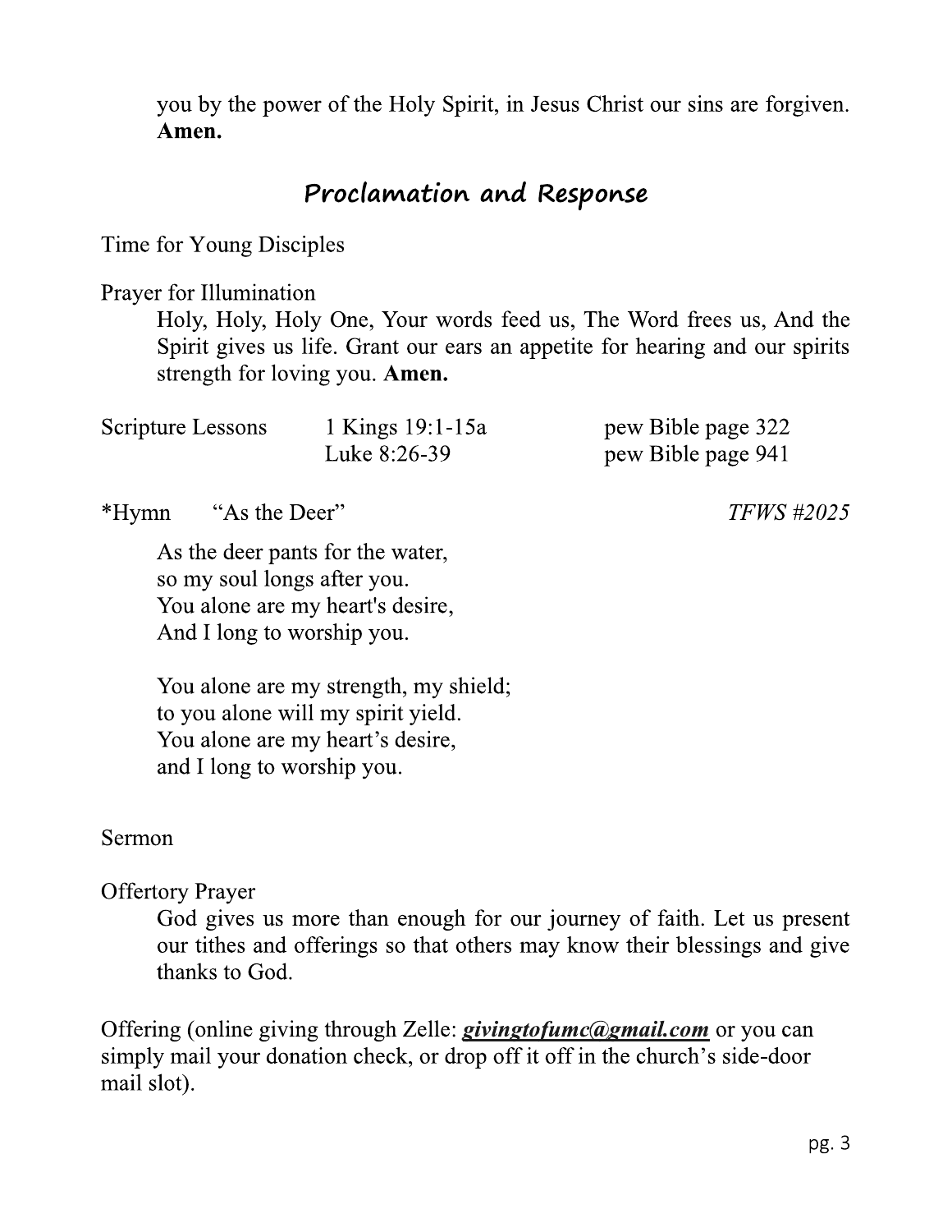you by the power of the Holy Spirit, in Jesus Christ our sins are forgiven. **Amen.**

## Proclamation and Response

Time for Young Disciples

Prayer for Illumination

Holy, Holy, Holy One, Your words feed us, The Word frees us, And the Spirit gives us life. Grant our ears an appetite for hearing and our spirits strength for loving you. **Amen.**

| Scripture Lessons | 1 Kings 19:1-15a | pew Bible page 322 |
|---|---|---|
| | Luke 8:26-39 | pew Bible page 941 |

*Hymn "As the Deer" *TFWS #2025*

As the deer pants for the water,
so my soul longs after you.
You alone are my heart's desire,
And I long to worship you.

You alone are my strength, my shield;
to you alone will my spirit yield.
You alone are my heart's desire,
and I long to worship you.

Sermon

Offertory Prayer

God gives us more than enough for our journey of faith. Let us present our tithes and offerings so that others may know their blessings and give thanks to God.

Offering (online giving through Zelle: ***givingtofumc@gmail.com*** or you can simply mail your donation check, or drop off it off in the church's side-door mail slot).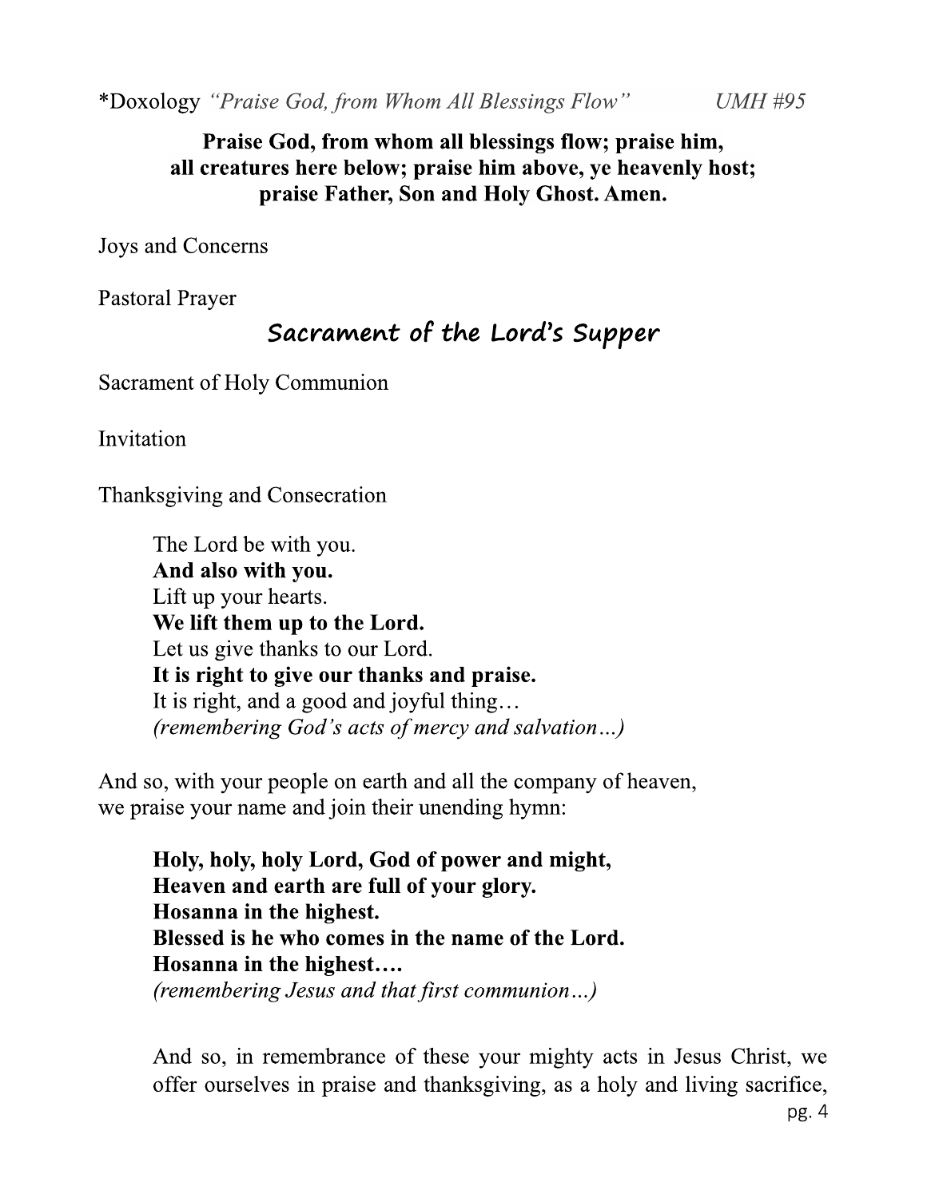*Doxology *"Praise God, from Whom All Blessings Flow"* *UMH #95*

**Praise God, from whom all blessings flow; praise him, all creatures here below; praise him above, ye heavenly host; praise Father, Son and Holy Ghost. Amen.**

Joys and Concerns

Pastoral Prayer

## Sacrament of the Lord's Supper

Sacrament of Holy Communion

Invitation

Thanksgiving and Consecration

> The Lord be with you.
> **And also with you.**
> Lift up your hearts.
> **We lift them up to the Lord.**
> Let us give thanks to our Lord.
> **It is right to give our thanks and praise.**
> It is right, and a good and joyful thing…
> *(remembering God's acts of mercy and salvation…)*

And so, with your people on earth and all the company of heaven, we praise your name and join their unending hymn:

> **Holy, holy, holy Lord, God of power and might,**
> **Heaven and earth are full of your glory.**
> **Hosanna in the highest.**
> **Blessed is he who comes in the name of the Lord.**
> **Hosanna in the highest….**
> *(remembering Jesus and that first communion…)*

> And so, in remembrance of these your mighty acts in Jesus Christ, we offer ourselves in praise and thanksgiving, as a holy and living sacrifice,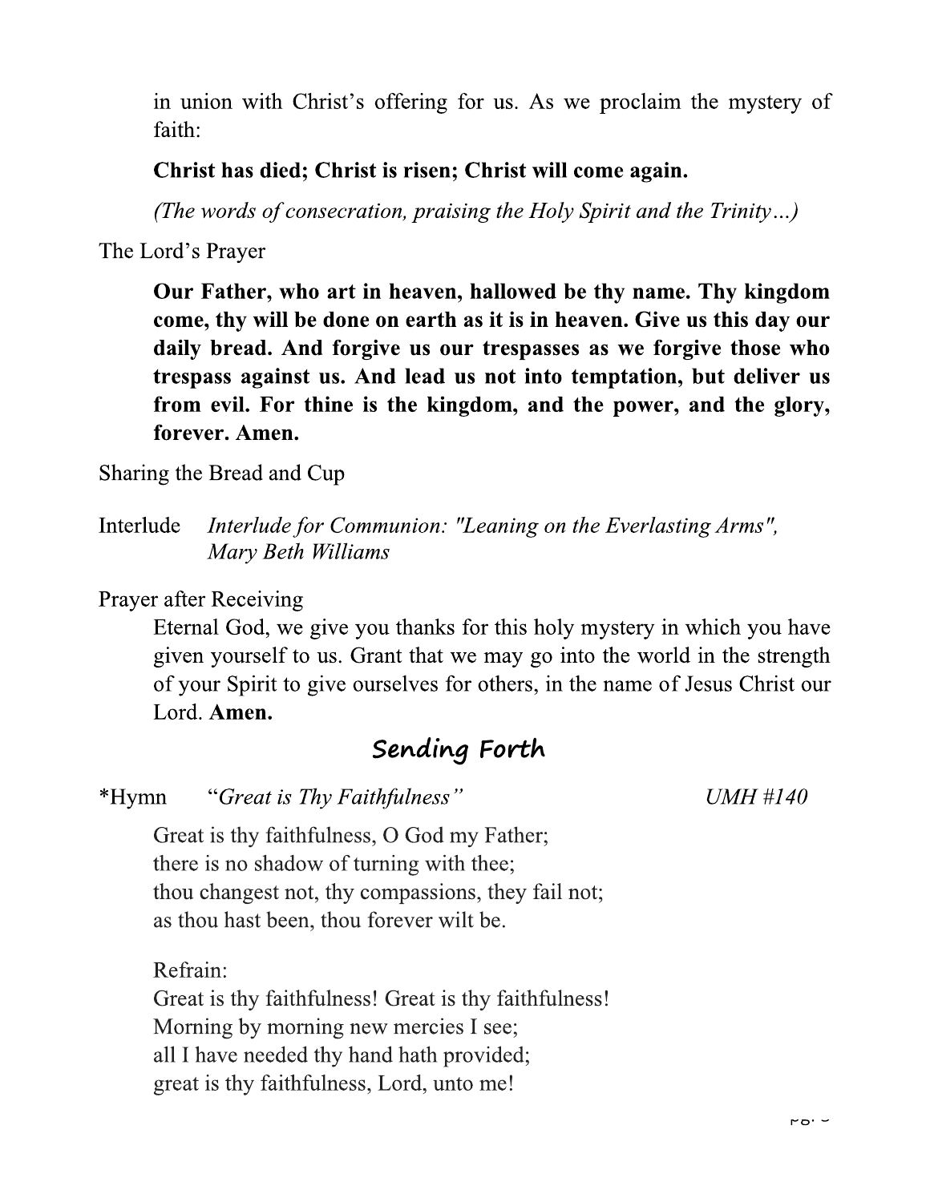in union with Christ's offering for us. As we proclaim the mystery of faith:

**Christ has died; Christ is risen; Christ will come again.**

*(The words of consecration, praising the Holy Spirit and the Trinity…)*

The Lord's Prayer

**Our Father, who art in heaven, hallowed be thy name. Thy kingdom come, thy will be done on earth as it is in heaven. Give us this day our daily bread. And forgive us our trespasses as we forgive those who trespass against us. And lead us not into temptation, but deliver us from evil. For thine is the kingdom, and the power, and the glory, forever. Amen.**

Sharing the Bread and Cup

Interlude *Interlude for Communion: "Leaning on the Everlasting Arms", Mary Beth Williams*

Prayer after Receiving

Eternal God, we give you thanks for this holy mystery in which you have given yourself to us. Grant that we may go into the world in the strength of your Spirit to give ourselves for others, in the name of Jesus Christ our Lord. **Amen.**

## Sending Forth

*Hymn "*Great is Thy Faithfulness*" UMH #140

Great is thy faithfulness, O God my Father;
there is no shadow of turning with thee;
thou changest not, thy compassions, they fail not;
as thou hast been, thou forever wilt be.

Refrain:
Great is thy faithfulness! Great is thy faithfulness!
Morning by morning new mercies I see;
all I have needed thy hand hath provided;
great is thy faithfulness, Lord, unto me!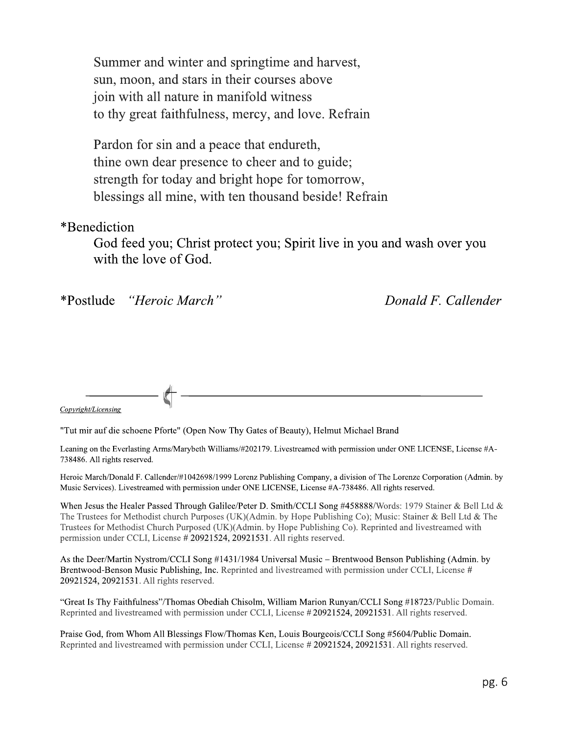Summer and winter and springtime and harvest,
sun, moon, and stars in their courses above
join with all nature in manifold witness
to thy great faithfulness, mercy, and love. Refrain

Pardon for sin and a peace that endureth,
thine own dear presence to cheer and to guide;
strength for today and bright hope for tomorrow,
blessings all mine, with ten thousand beside! Refrain

*Benediction

God feed you; Christ protect you; Spirit live in you and wash over you with the love of God.

*Postlude *"Heroic March"* *Donald F. Callender*

---

*Copyright/Licensing*

"Tut mir auf die schoene Pforte" (Open Now Thy Gates of Beauty), Helmut Michael Brand

Leaning on the Everlasting Arms/Marybeth Williams/#202179. Livestreamed with permission under ONE LICENSE, License #A-738486. All rights reserved.

Heroic March/Donald F. Callender/#1042698/1999 Lorenz Publishing Company, a division of The Lorenze Corporation (Admin. by Music Services). Livestreamed with permission under ONE LICENSE, License #A-738486. All rights reserved.

When Jesus the Healer Passed Through Galilee/Peter D. Smith/CCLI Song #458888/Words: 1979 Stainer & Bell Ltd & The Trustees for Methodist church Purposes (UK)(Admin. by Hope Publishing Co); Music: Stainer & Bell Ltd & The Trustees for Methodist Church Purposed (UK)(Admin. by Hope Publishing Co). Reprinted and livestreamed with permission under CCLI, License # 20921524, 20921531. All rights reserved.

As the Deer/Martin Nystrom/CCLI Song #1431/1984 Universal Music – Brentwood Benson Publishing (Admin. by Brentwood-Benson Music Publishing, Inc. Reprinted and livestreamed with permission under CCLI, License # 20921524, 20921531. All rights reserved.

"Great Is Thy Faithfulness"/Thomas Obediah Chisolm, William Marion Runyan/CCLI Song #18723/Public Domain. Reprinted and livestreamed with permission under CCLI, License # 20921524, 20921531. All rights reserved.

Praise God, from Whom All Blessings Flow/Thomas Ken, Louis Bourgeois/CCLI Song #5604/Public Domain. Reprinted and livestreamed with permission under CCLI, License # 20921524, 20921531. All rights reserved.